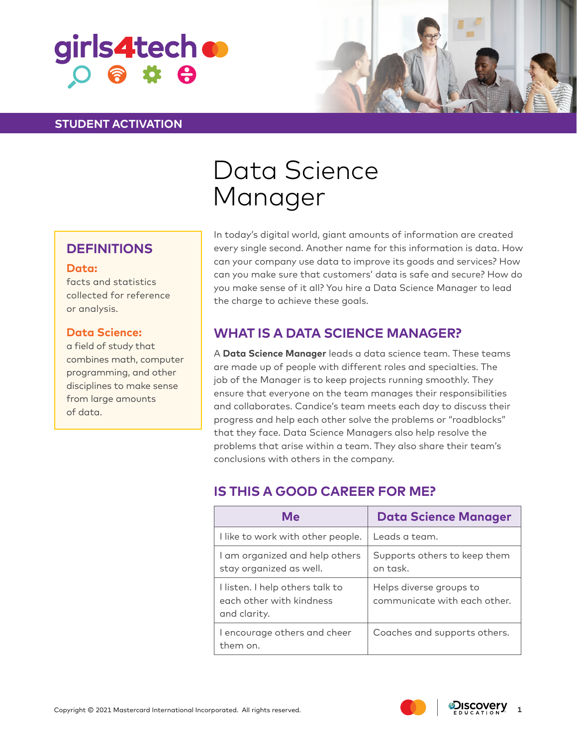girls4tech

STUDENT ACTIVATION

# Data Science Manager

## DEFINITIONS

**Data:**
facts and statistics collected for reference or analysis.

**Data Science:**
a field of study that combines math, computer programming, and other disciplines to make sense from large amounts of data.

In today's digital world, giant amounts of information are created every single second. Another name for this information is data. How can your company use data to improve its goods and services? How can you make sure that customers' data is safe and secure? How do you make sense of it all? You hire a Data Science Manager to lead the charge to achieve these goals.

## WHAT IS A DATA SCIENCE MANAGER?

A **Data Science Manager** leads a data science team. These teams are made up of people with different roles and specialties. The job of the Manager is to keep projects running smoothly. They ensure that everyone on the team manages their responsibilities and collaborates. Candice's team meets each day to discuss their progress and help each other solve the problems or "roadblocks" that they face. Data Science Managers also help resolve the problems that arise within a team. They also share their team's conclusions with others in the company.

## IS THIS A GOOD CAREER FOR ME?

| Me | Data Science Manager |
|---|---|
| I like to work with other people. | Leads a team. |
| I am organized and help others stay organized as well. | Supports others to keep them on task. |
| I listen. I help others talk to each other with kindness and clarity. | Helps diverse groups to communicate with each other. |
| I encourage others and cheer them on. | Coaches and supports others. |

Copyright © 2021 Mastercard International Incorporated. All rights reserved.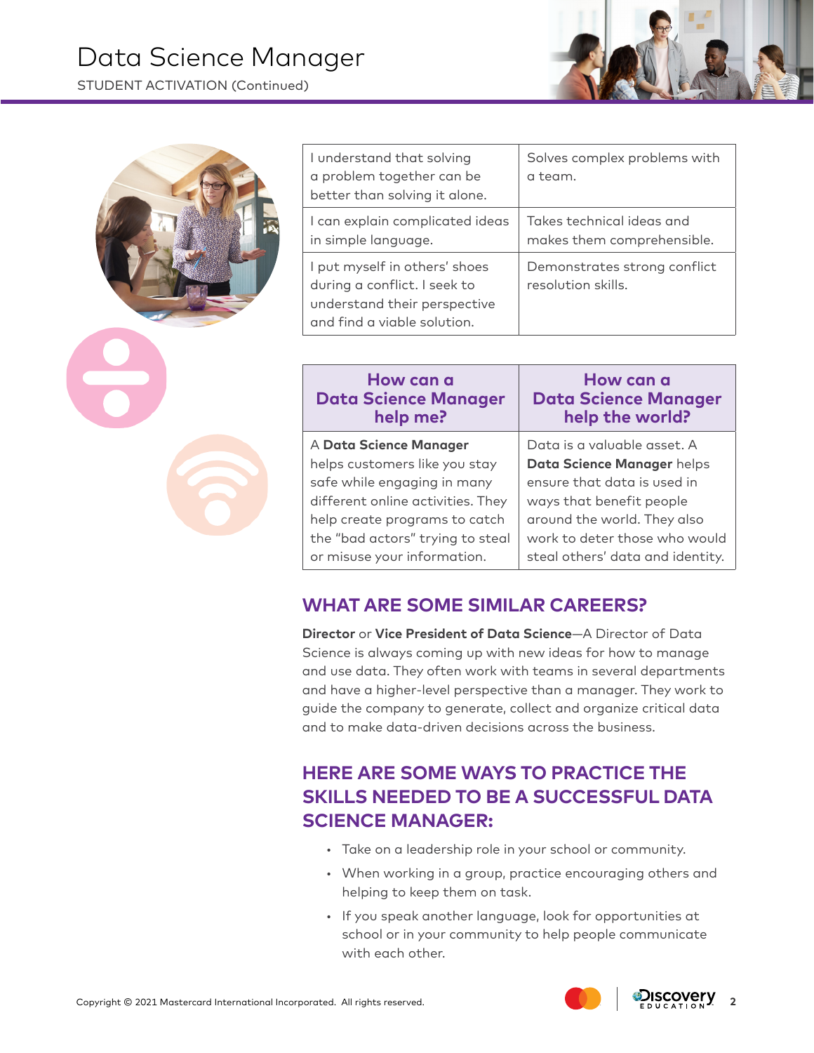| I understand that solving a problem together can be better than solving it alone. | Solves complex problems with a team. |
| --- | --- |
| I can explain complicated ideas in simple language. | Takes technical ideas and makes them comprehensible. |
| I put myself in others' shoes during a conflict. I seek to understand their perspective and find a viable solution. | Demonstrates strong conflict resolution skills. |

| How can a Data Science Manager help me? | How can a Data Science Manager help the world? |
| --- | --- |
| A **Data Science Manager** helps customers like you stay safe while engaging in many different online activities. They help create programs to catch the "bad actors" trying to steal or misuse your information. | Data is a valuable asset. A **Data Science Manager** helps ensure that data is used in ways that benefit people around the world. They also work to deter those who would steal others' data and identity. |

## WHAT ARE SOME SIMILAR CAREERS?

**Director** or **Vice President of Data Science**—A Director of Data Science is always coming up with new ideas for how to manage and use data. They often work with teams in several departments and have a higher-level perspective than a manager. They work to guide the company to generate, collect and organize critical data and to make data-driven decisions across the business.

## HERE ARE SOME WAYS TO PRACTICE THE SKILLS NEEDED TO BE A SUCCESSFUL DATA SCIENCE MANAGER:

- Take on a leadership role in your school or community.
- When working in a group, practice encouraging others and helping to keep them on task.
- If you speak another language, look for opportunities at school or in your community to help people communicate with each other.

Copyright © 2021 Mastercard International Incorporated. All rights reserved.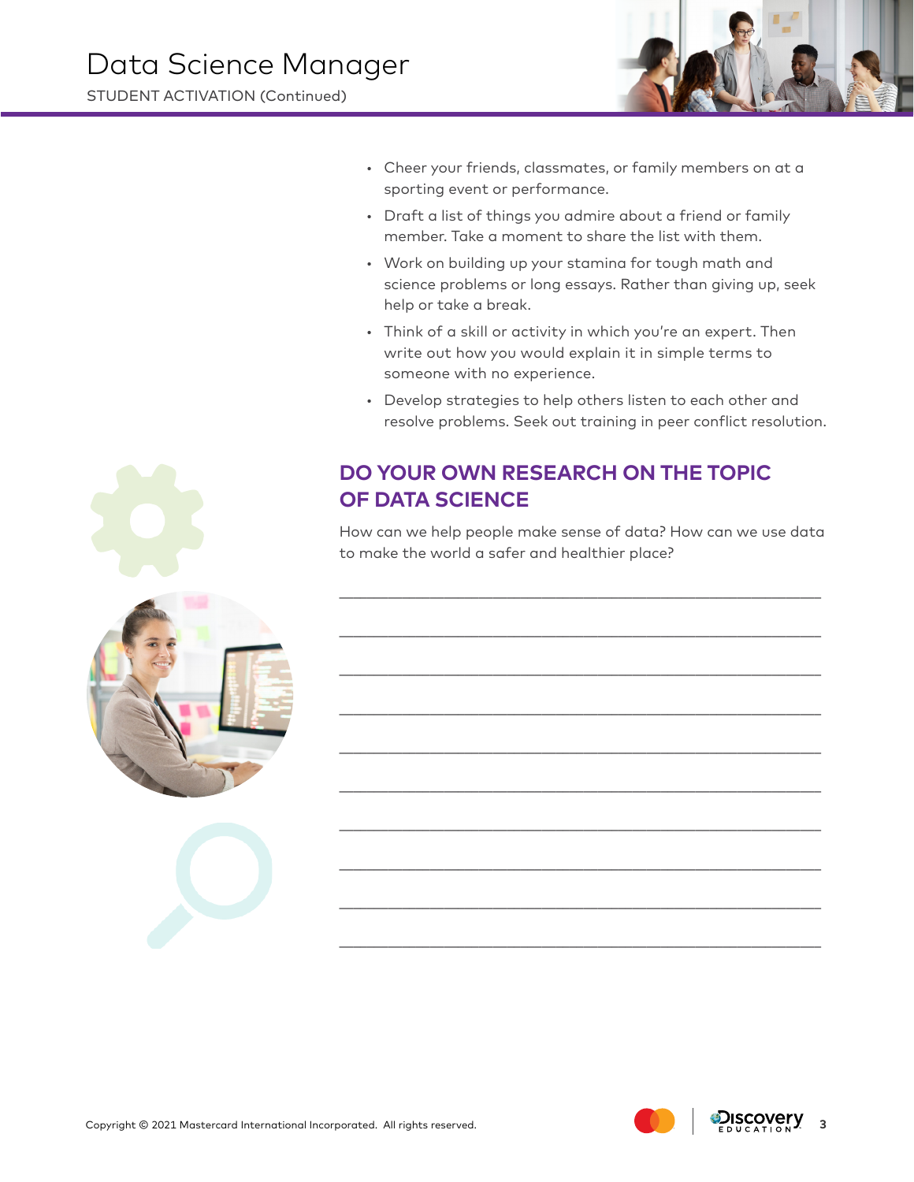- Cheer your friends, classmates, or family members on at a sporting event or performance.
- Draft a list of things you admire about a friend or family member. Take a moment to share the list with them.
- Work on building up your stamina for tough math and science problems or long essays. Rather than giving up, seek help or take a break.
- Think of a skill or activity in which you're an expert. Then write out how you would explain it in simple terms to someone with no experience.
- Develop strategies to help others listen to each other and resolve problems. Seek out training in peer conflict resolution.

## DO YOUR OWN RESEARCH ON THE TOPIC OF DATA SCIENCE

How can we help people make sense of data? How can we use data to make the world a safer and healthier place?

___________________________________________________________

___________________________________________________________

___________________________________________________________

___________________________________________________________

___________________________________________________________

___________________________________________________________

___________________________________________________________

___________________________________________________________

___________________________________________________________

___________________________________________________________

Copyright © 2021 Mastercard International Incorporated. All rights reserved.